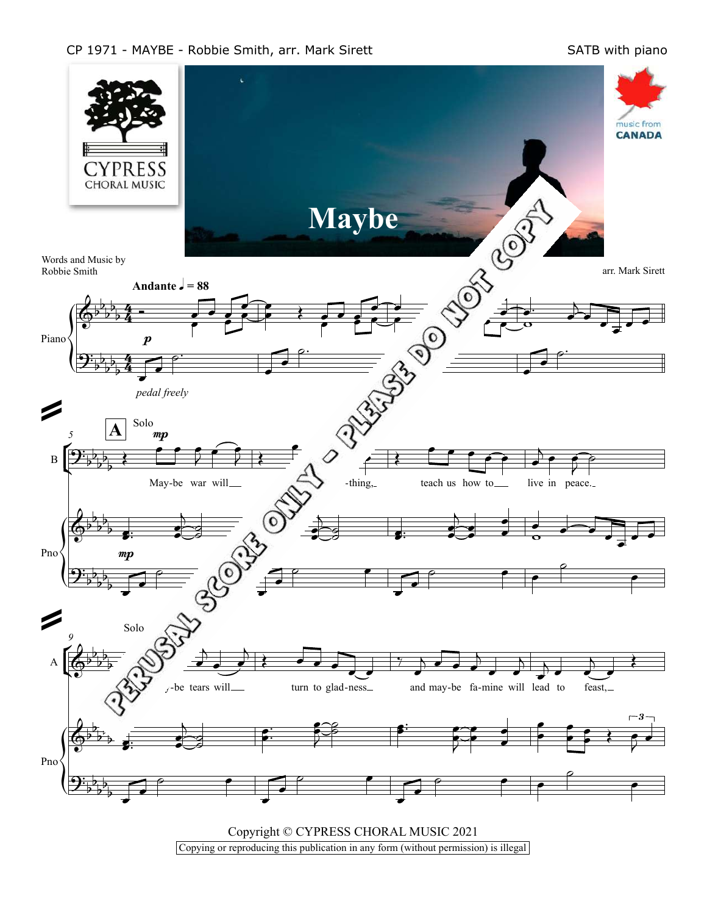CP 1971 - MAYBE - Robbie Smith, arr. Mark Sirett

SATB with piano

# Maybe

Words and Music by
Robbie Smith

arr. Mark Sirett

**Andante** ♩ = 88

PERUSAL SCORE ONLY - PLEASE DO NOT COPY

Copyright © CYPRESS CHORAL MUSIC 2021

Copying or reproducing this publication in any form (without permission) is illegal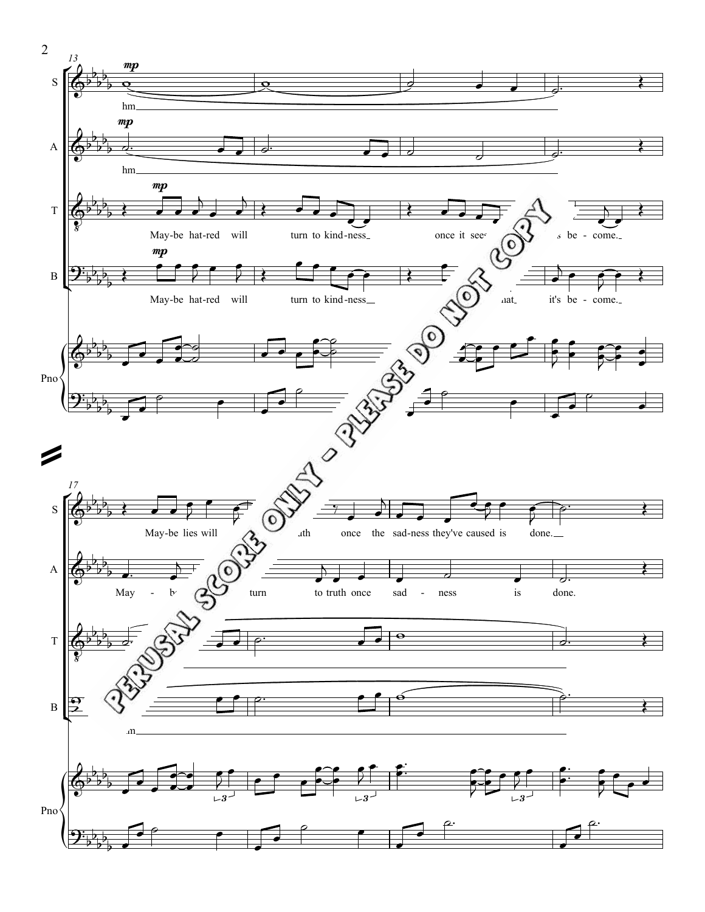PERUSAL SCORE ONLY - PLEASE DO NOT COPY

13

S — *mp* — hm

A — *mp* — hm

T — *mp* — May-be hat-red will turn to kind-ness once it sees ... s be - come.

B — *mp* — May-be hat-red will turn to kind-ness ... hat it's be - come.

Pno

17

S — May-be lies will ... uth once the sad-ness they've caused is done.

A — May - b... turn to truth once sad - ness is done.

T

B — ...m

Pno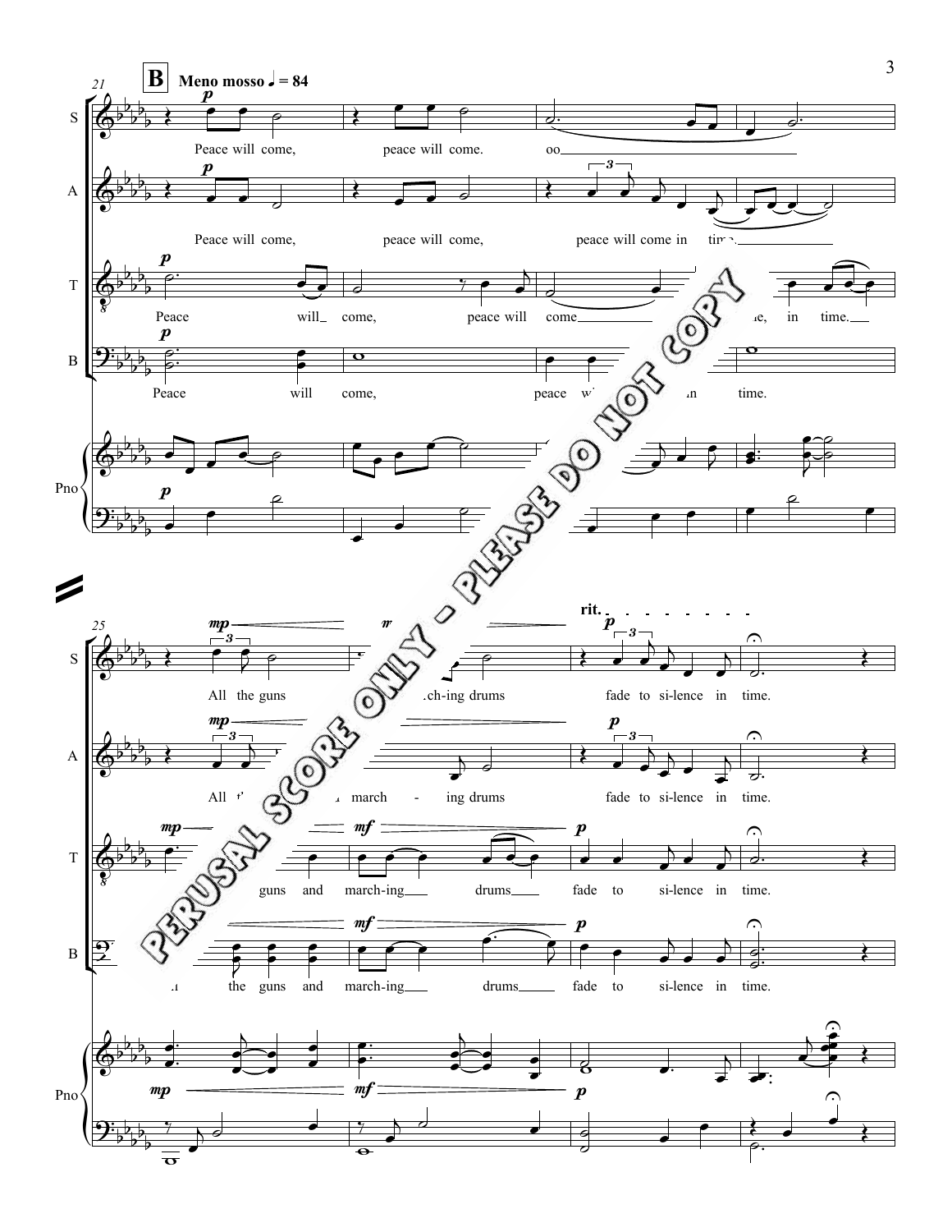**B** **Meno mosso** ♩ = 84

S: Peace will come, peace will come. oo

A: Peace will come, peace will come, peace will come in time.

T: Peace will come, peace will come, in time.

B: Peace will come, peace will come in time.

Pno

S: All the guns and march-ing drums fade to si-lence in time.

A: All the guns and march-ing drums fade to si-lence in time.

T: All the guns and march-ing drums fade to si-lence in time.

B: All the guns and march-ing drums fade to si-lence in time.

Pno

rit.

PERUSAL SCORE ONLY - PLEASE DO NOT COPY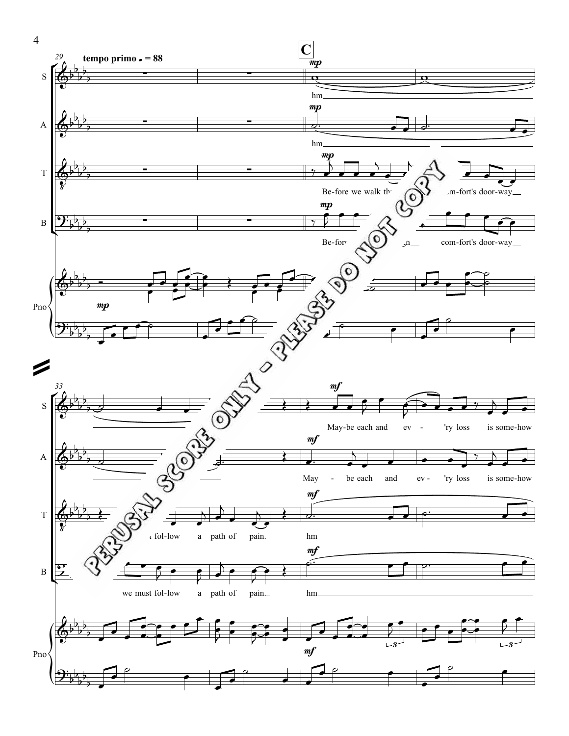**tempo primo** ♩ = 88

**C**

S: hm

A: hm

T: Be-fore we walk th... com-fort's door-way

B: Be-fore ... com-fort's door-way

S: May-be each and ev - 'ry loss is some-how

A: May - be each and ev - 'ry loss is some-how

T: ... fol-low a path of pain. hm

B: we must fol-low a path of pain. hm

PERUSAL SCORE ONLY - PLEASE DO NOT COPY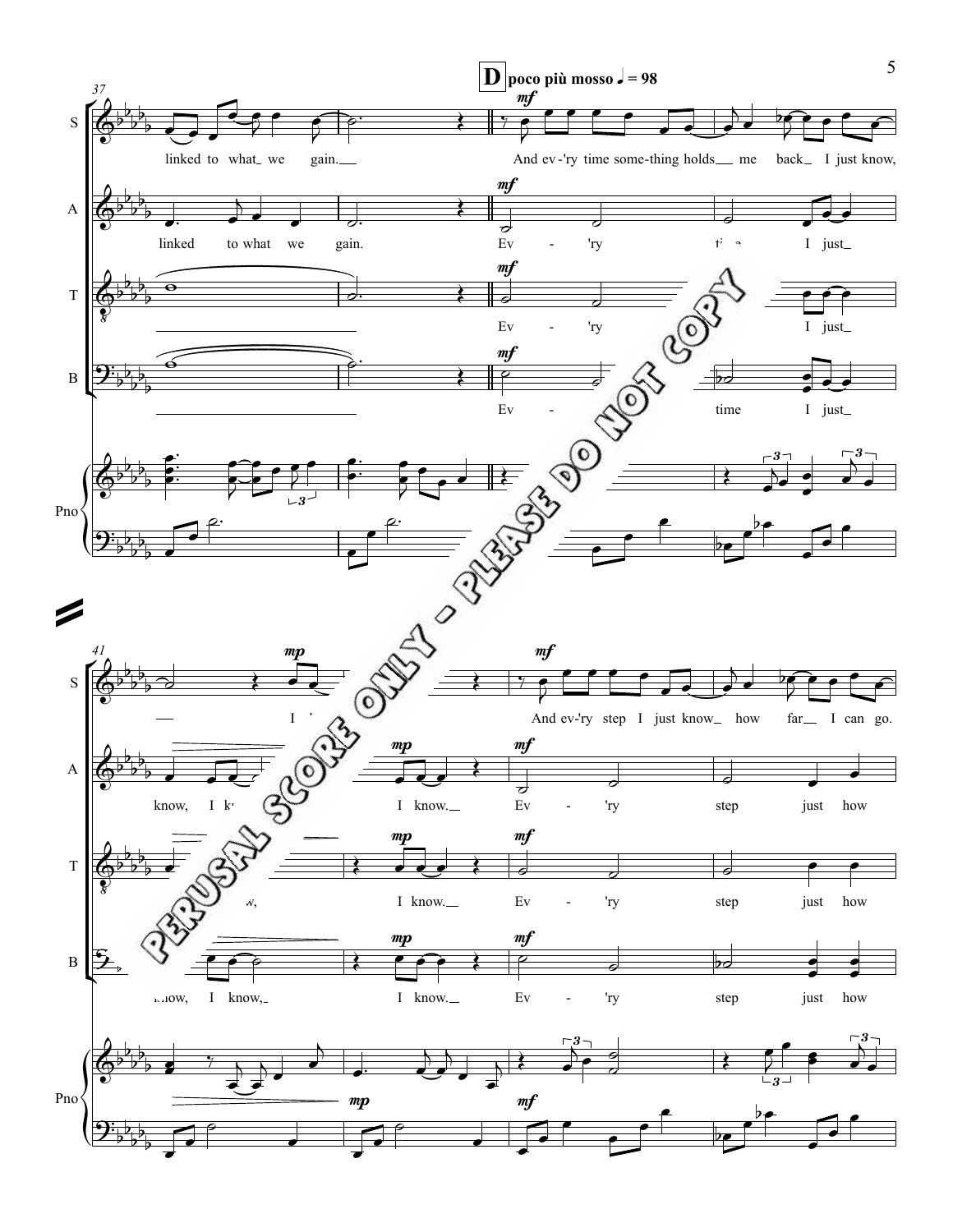**D** poco più mosso ♩ = 98

S: linked to what we gain. And ev-'ry time some-thing holds me back I just know,

A: linked to what we gain. Ev - 'ry time I just

T: Ev - 'ry I just

B: Ev - time I just

S: I And ev-'ry step I just know how far I can go.

A: know, I know, I know. Ev - 'ry step just how

T: I know. Ev - 'ry step just how

B: know, I know, I know. Ev - 'ry step just how

PERUSAL SCORE ONLY - PLEASE DO NOT COPY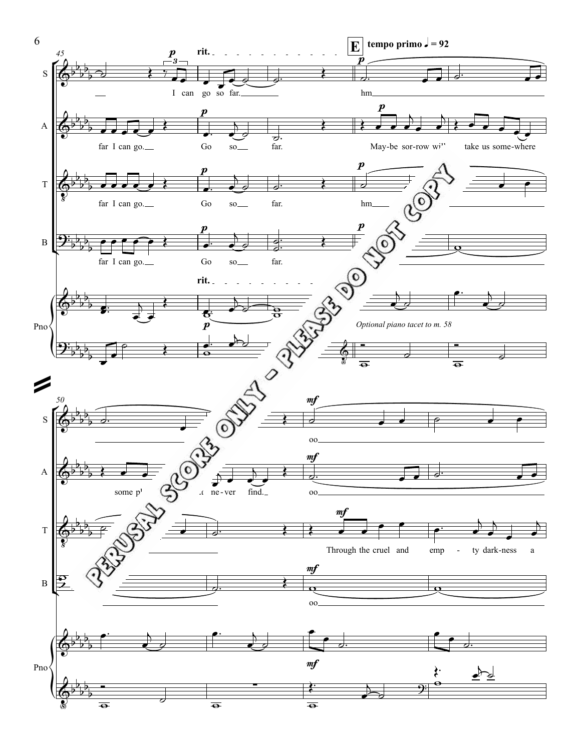**E** tempo primo ♩ = 92

rit.

S: I can go so far. hm

A: far I can go. Go so far. May-be sor-row wi'' take us some-where

T: far I can go. Go so far. hm

B: far I can go. Go so far.

*Optional piano tacet to m. 58*

PERUSAL SCORE ONLY - PLEASE DO NOT COPY

S: oo

A: some p' ...t ne-ver find. oo

T: Through the cruel and emp - ty dark-ness a

B: oo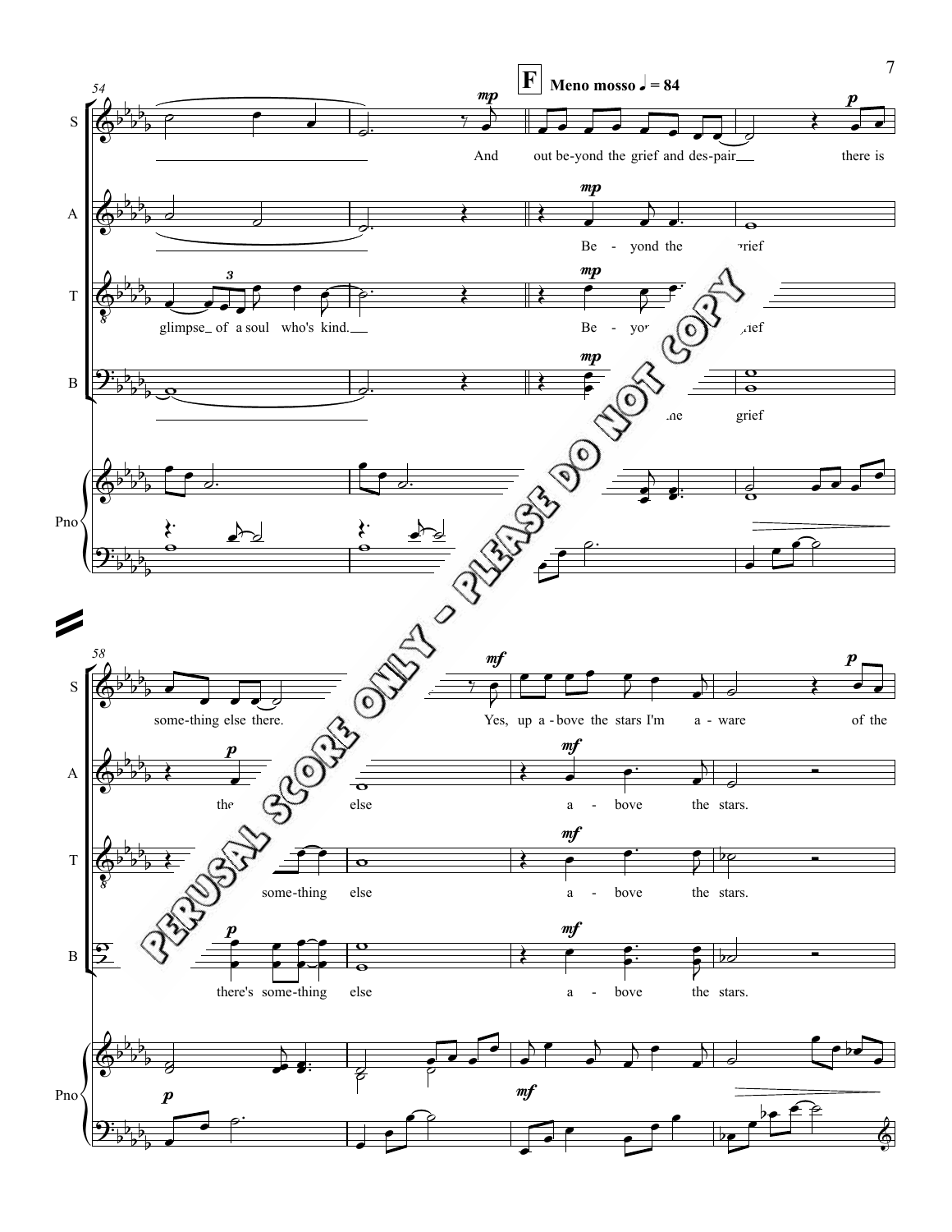**F** **Meno mosso** ♩ = 84

S: And out be-yond the grief and des-pair there is some-thing else there. Yes, up a-bove the stars I'm a-ware of the

A: Be - yond the grief the else a - bove the stars.

T: glimpse of a soul who's kind. Be - yond the grief some-thing else a - bove the stars.

B: the grief there's some-thing else a - bove the stars.

PERUSAL SCORE ONLY - PLEASE DO NOT COPY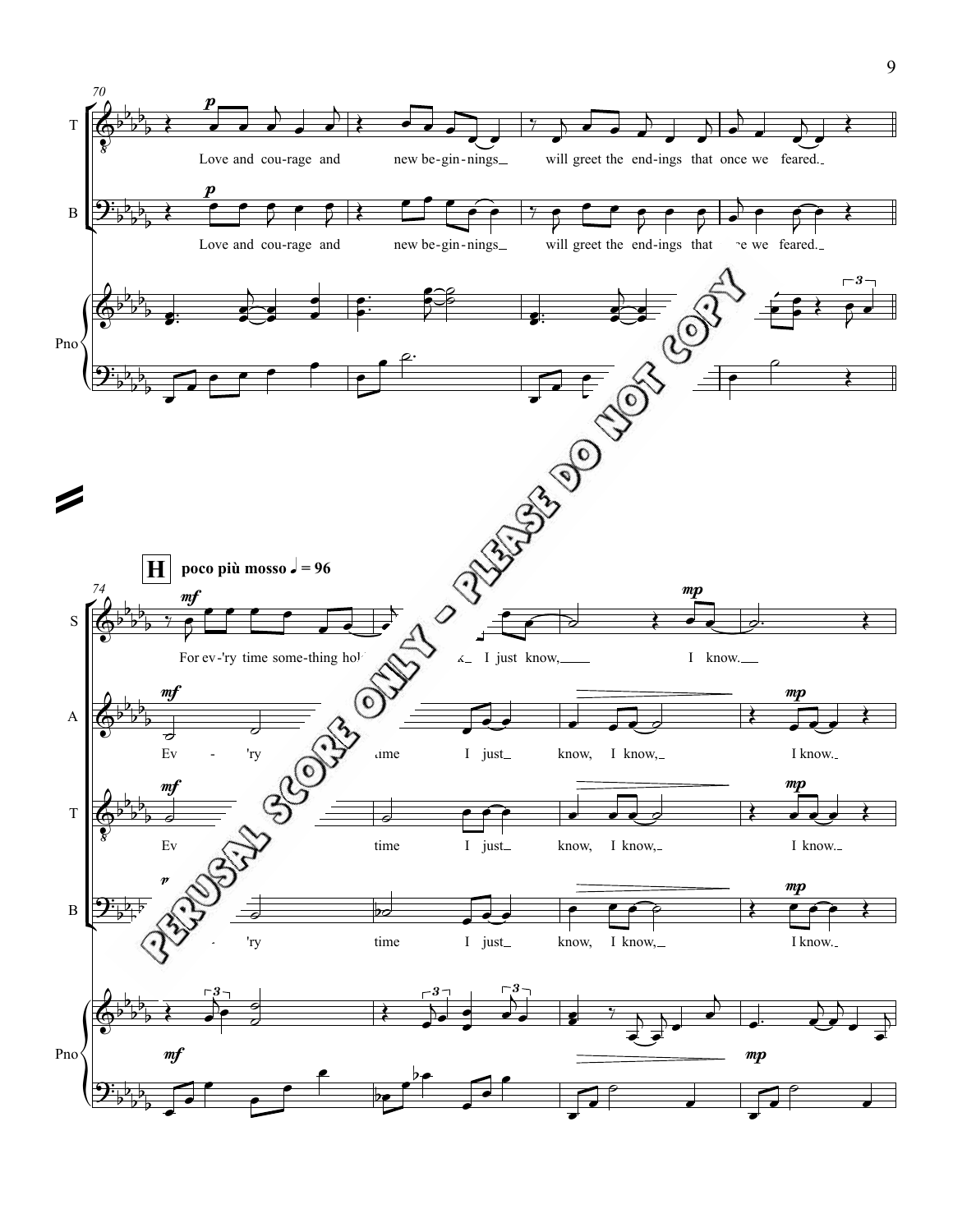70

T: Love and cou-rage and new be-gin-nings will greet the end-ings that once we feared.

B: Love and cou-rage and new be-gin-nings will greet the end-ings that once we feared.

**H** **poco più mosso** ♩ = 96

74

S: For ev-'ry time some-thing hol... I just know, I know.

A: Ev - 'ry time I just know, I know, I know.

T: Ev - 'ry time I just know, I know, I know.

B: Ev - 'ry time I just know, I know, I know.

PERUSAL SCORE ONLY - PLEASE DO NOT COPY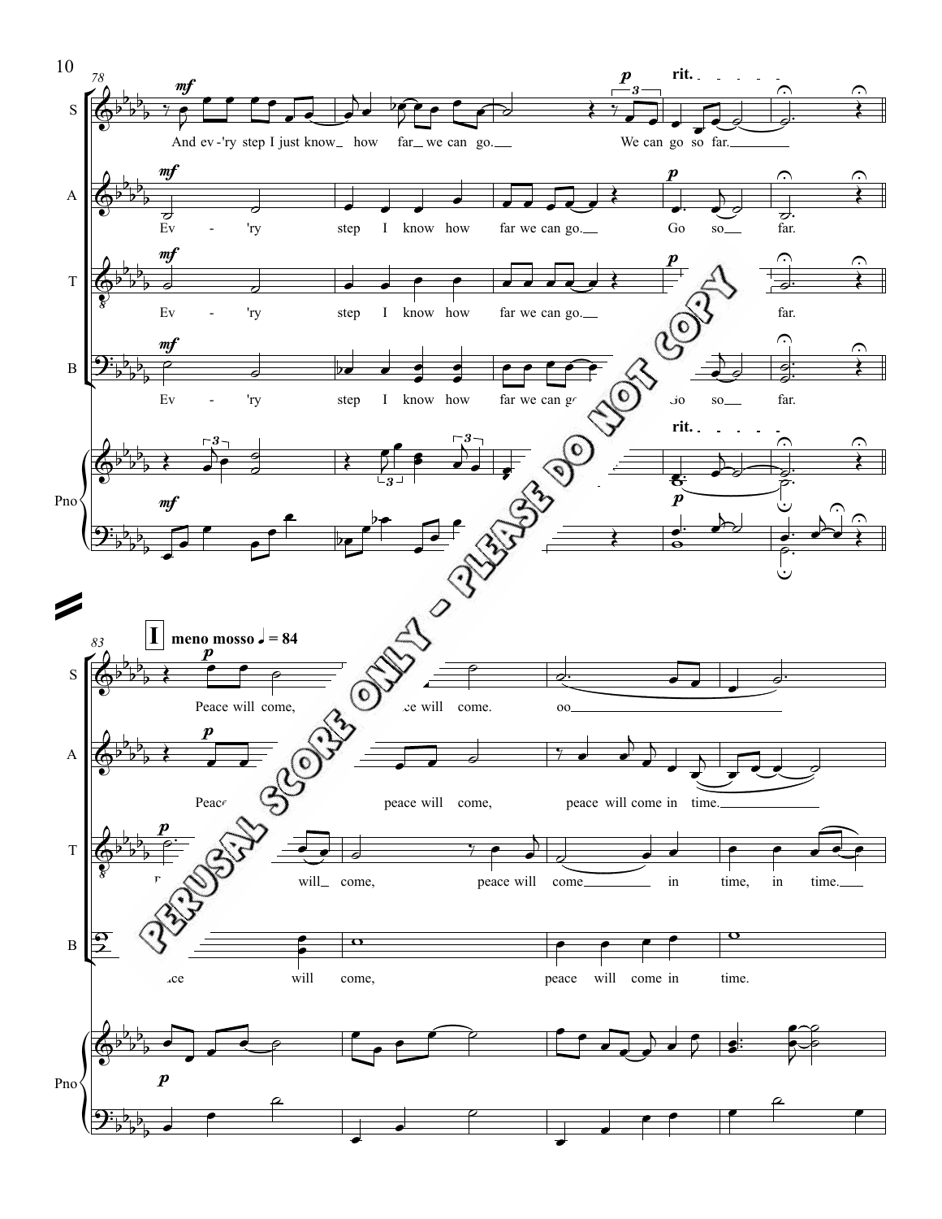78

S: *mf* And ev-'ry step I just know how far we can go. *p* We can go so far. **rit.**

A: *mf* Ev - 'ry step I know how far we can go. *p* Go so far.

T: *mf* Ev - 'ry step I know how far we can go. *p* far.

B: *mf* Ev - 'ry step I know how far we can go. Go so far.

Pno: *mf* **rit.** *p*

83

**I** **meno mosso** ♩ = 84

S: *p* Peace will come, peace will come. oo

A: *p* Peace peace will come, peace will come in time.

T: *p* will come, peace will come in time, in time.

B: peace will come, peace will come in time.

Pno: *p*

PERUSAL SCORE ONLY - PLEASE DO NOT COPY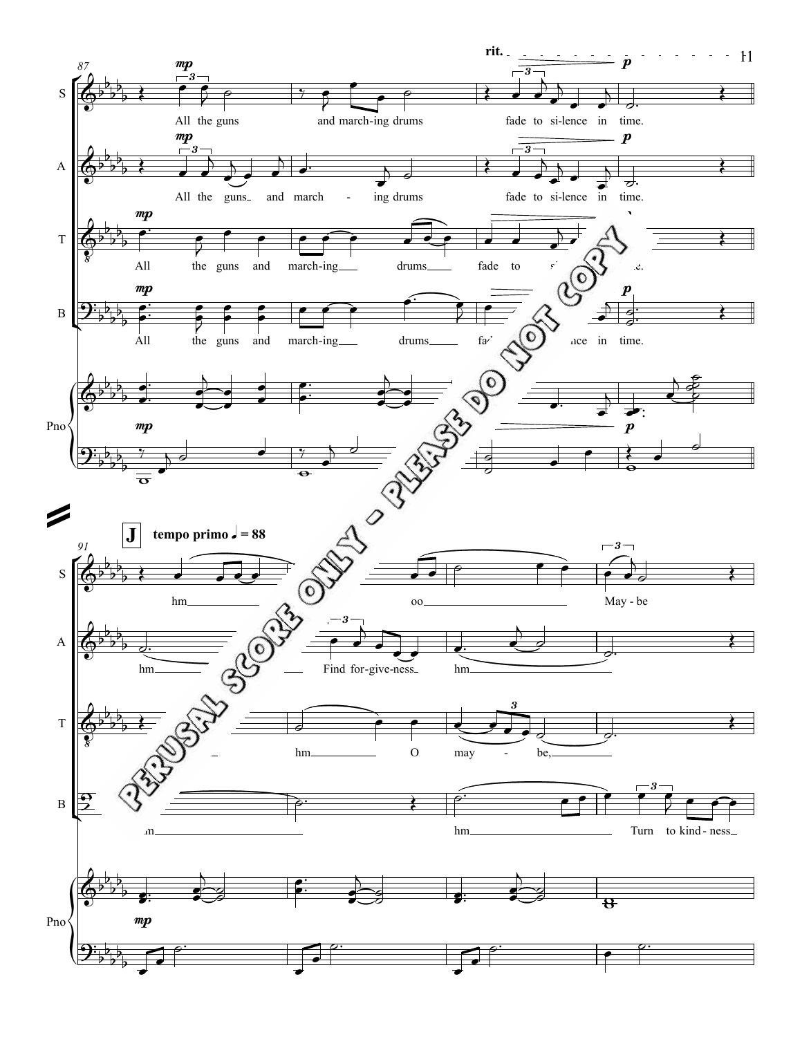rit.

**S:** All the guns and march-ing drums fade to si-lence in time.

**A:** All the guns and march - ing drums fade to si-lence in time.

**T:** All the guns and march-ing drums fade to si-lence in time.

**B:** All the guns and march-ing drums fade to si-lence in time.

**J** tempo primo ♩ = 88

**S:** hm oo May - be

**A:** hm Find for-give-ness hm

**T:** hm O may - be,

**B:** hm hm Turn to kind - ness

PERUSAL SCORE ONLY - PLEASE DO NOT COPY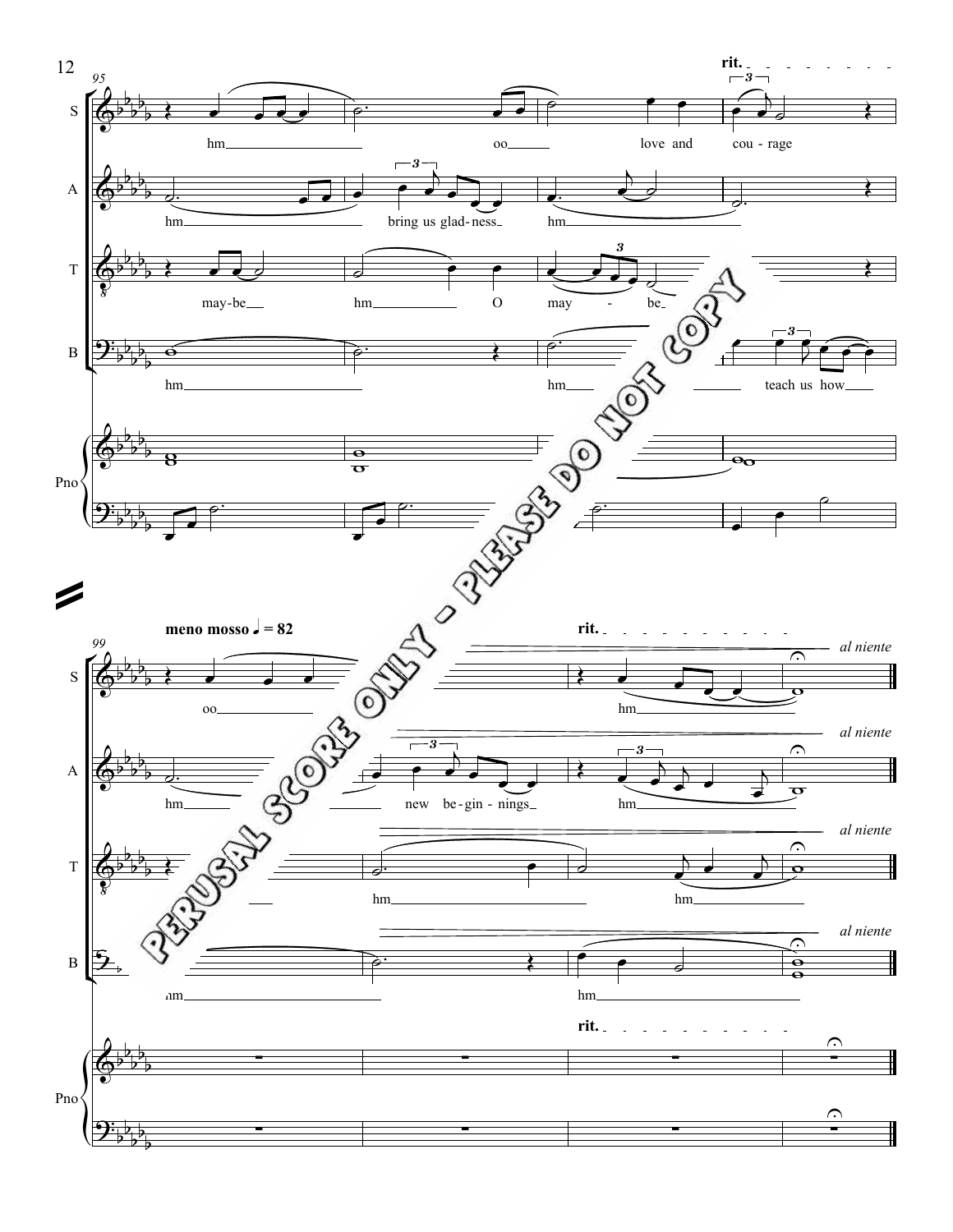rit.

S: hm oo love and cou - rage

A: hm bring us glad - ness hm

T: may - be hm O may - be

B: hm hm teach us how

Pno

PERUSAL SCORE ONLY - PLEASE DO NOT COPY

meno mosso ♩ = 82

rit.

S: oo hm *al niente*

A: hm new be - gin - nings hm *al niente*

T: hm hm *al niente*

B: hm hm *al niente*

Pno

rit.